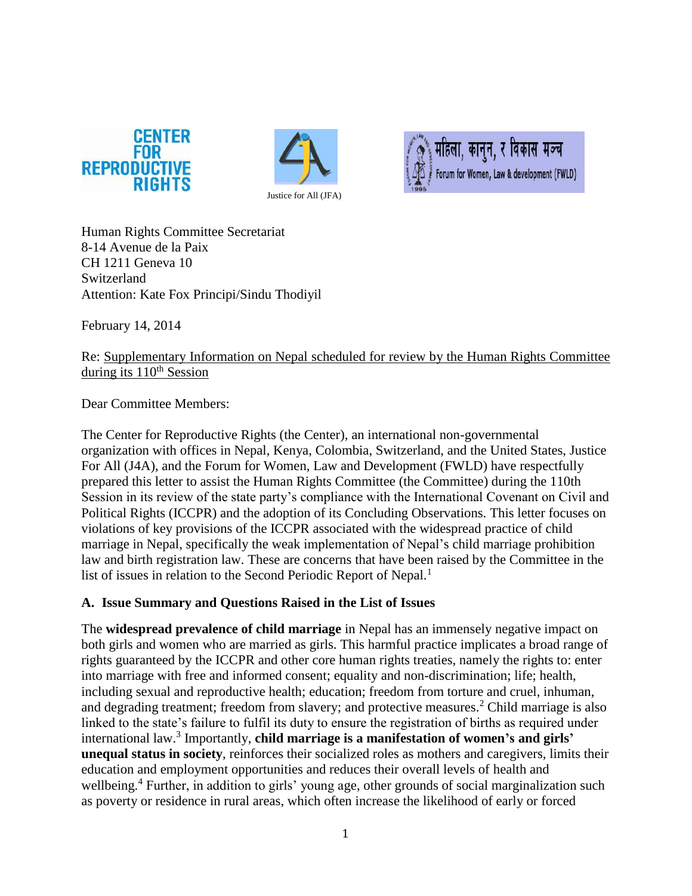CENTER FOR REPRODUCTIVE RIGHTS

Justice for All (JFA)

महिला, कानुन, र विकास मञ्च
Forum for Women, Law & development (FWLD)

Human Rights Committee Secretariat
8-14 Avenue de la Paix
CH 1211 Geneva 10
Switzerland
Attention: Kate Fox Principi/Sindu Thodiyil

February 14, 2014

Re: Supplementary Information on Nepal scheduled for review by the Human Rights Committee during its 110th Session

Dear Committee Members:

The Center for Reproductive Rights (the Center), an international non-governmental organization with offices in Nepal, Kenya, Colombia, Switzerland, and the United States, Justice For All (J4A), and the Forum for Women, Law and Development (FWLD) have respectfully prepared this letter to assist the Human Rights Committee (the Committee) during the 110th Session in its review of the state party's compliance with the International Covenant on Civil and Political Rights (ICCPR) and the adoption of its Concluding Observations. This letter focuses on violations of key provisions of the ICCPR associated with the widespread practice of child marriage in Nepal, specifically the weak implementation of Nepal's child marriage prohibition law and birth registration law. These are concerns that have been raised by the Committee in the list of issues in relation to the Second Periodic Report of Nepal.[1]

## A. Issue Summary and Questions Raised in the List of Issues

The **widespread prevalence of child marriage** in Nepal has an immensely negative impact on both girls and women who are married as girls. This harmful practice implicates a broad range of rights guaranteed by the ICCPR and other core human rights treaties, namely the rights to: enter into marriage with free and informed consent; equality and non-discrimination; life; health, including sexual and reproductive health; education; freedom from torture and cruel, inhuman, and degrading treatment; freedom from slavery; and protective measures.[2] Child marriage is also linked to the state's failure to fulfil its duty to ensure the registration of births as required under international law.[3] Importantly, **child marriage is a manifestation of women's and girls' unequal status in society**, reinforces their socialized roles as mothers and caregivers, limits their education and employment opportunities and reduces their overall levels of health and wellbeing.[4] Further, in addition to girls' young age, other grounds of social marginalization such as poverty or residence in rural areas, which often increase the likelihood of early or forced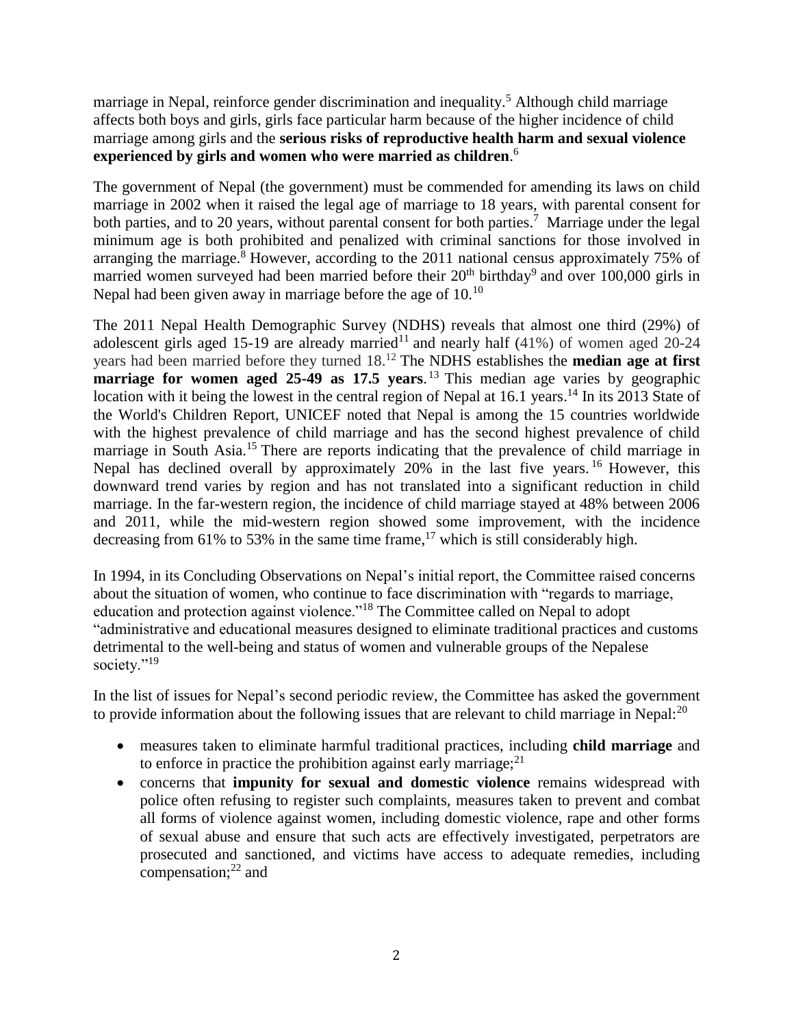marriage in Nepal, reinforce gender discrimination and inequality.[5] Although child marriage affects both boys and girls, girls face particular harm because of the higher incidence of child marriage among girls and the **serious risks of reproductive health harm and sexual violence experienced by girls and women who were married as children**.[6]

The government of Nepal (the government) must be commended for amending its laws on child marriage in 2002 when it raised the legal age of marriage to 18 years, with parental consent for both parties, and to 20 years, without parental consent for both parties.[7] Marriage under the legal minimum age is both prohibited and penalized with criminal sanctions for those involved in arranging the marriage.[8] However, according to the 2011 national census approximately 75% of married women surveyed had been married before their 20th birthday[9] and over 100,000 girls in Nepal had been given away in marriage before the age of 10.[10]

The 2011 Nepal Health Demographic Survey (NDHS) reveals that almost one third (29%) of adolescent girls aged 15-19 are already married[11] and nearly half (41%) of women aged 20-24 years had been married before they turned 18.[12] The NDHS establishes the **median age at first marriage for women aged 25-49 as 17.5 years**.[13] This median age varies by geographic location with it being the lowest in the central region of Nepal at 16.1 years.[14] In its 2013 State of the World's Children Report, UNICEF noted that Nepal is among the 15 countries worldwide with the highest prevalence of child marriage and has the second highest prevalence of child marriage in South Asia.[15] There are reports indicating that the prevalence of child marriage in Nepal has declined overall by approximately 20% in the last five years.[16] However, this downward trend varies by region and has not translated into a significant reduction in child marriage. In the far-western region, the incidence of child marriage stayed at 48% between 2006 and 2011, while the mid-western region showed some improvement, with the incidence decreasing from 61% to 53% in the same time frame,[17] which is still considerably high.

In 1994, in its Concluding Observations on Nepal's initial report, the Committee raised concerns about the situation of women, who continue to face discrimination with "regards to marriage, education and protection against violence."[18] The Committee called on Nepal to adopt "administrative and educational measures designed to eliminate traditional practices and customs detrimental to the well-being and status of women and vulnerable groups of the Nepalese society."[19]

In the list of issues for Nepal's second periodic review, the Committee has asked the government to provide information about the following issues that are relevant to child marriage in Nepal:[20]

- measures taken to eliminate harmful traditional practices, including **child marriage** and to enforce in practice the prohibition against early marriage;[21]
- concerns that **impunity for sexual and domestic violence** remains widespread with police often refusing to register such complaints, measures taken to prevent and combat all forms of violence against women, including domestic violence, rape and other forms of sexual abuse and ensure that such acts are effectively investigated, perpetrators are prosecuted and sanctioned, and victims have access to adequate remedies, including compensation;[22] and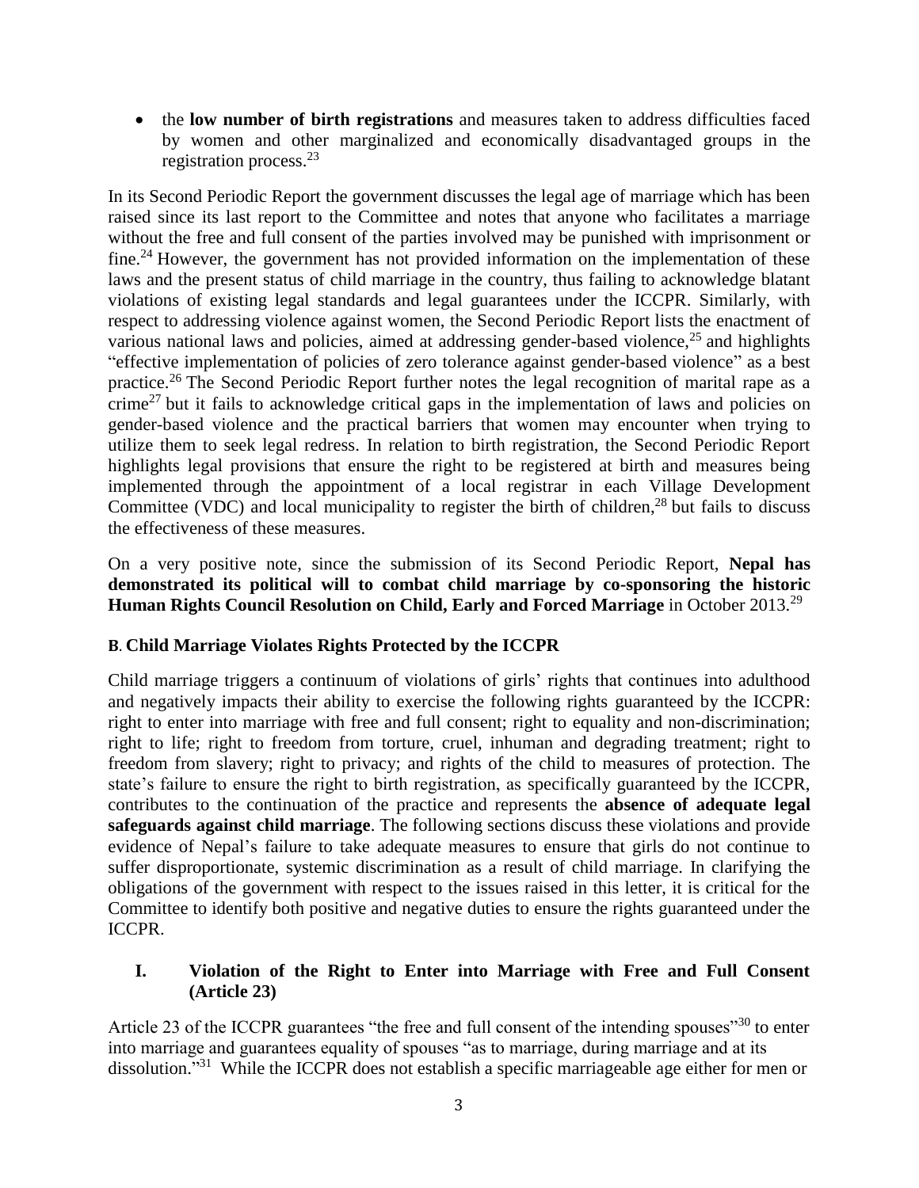- the **low number of birth registrations** and measures taken to address difficulties faced by women and other marginalized and economically disadvantaged groups in the registration process.[23]

In its Second Periodic Report the government discusses the legal age of marriage which has been raised since its last report to the Committee and notes that anyone who facilitates a marriage without the free and full consent of the parties involved may be punished with imprisonment or fine.[24] However, the government has not provided information on the implementation of these laws and the present status of child marriage in the country, thus failing to acknowledge blatant violations of existing legal standards and legal guarantees under the ICCPR. Similarly, with respect to addressing violence against women, the Second Periodic Report lists the enactment of various national laws and policies, aimed at addressing gender-based violence,[25] and highlights "effective implementation of policies of zero tolerance against gender-based violence" as a best practice.[26] The Second Periodic Report further notes the legal recognition of marital rape as a crime[27] but it fails to acknowledge critical gaps in the implementation of laws and policies on gender-based violence and the practical barriers that women may encounter when trying to utilize them to seek legal redress. In relation to birth registration, the Second Periodic Report highlights legal provisions that ensure the right to be registered at birth and measures being implemented through the appointment of a local registrar in each Village Development Committee (VDC) and local municipality to register the birth of children,[28] but fails to discuss the effectiveness of these measures.

On a very positive note, since the submission of its Second Periodic Report, **Nepal has demonstrated its political will to combat child marriage by co-sponsoring the historic Human Rights Council Resolution on Child, Early and Forced Marriage** in October 2013.[29]

### B. Child Marriage Violates Rights Protected by the ICCPR

Child marriage triggers a continuum of violations of girls' rights that continues into adulthood and negatively impacts their ability to exercise the following rights guaranteed by the ICCPR: right to enter into marriage with free and full consent; right to equality and non-discrimination; right to life; right to freedom from torture, cruel, inhuman and degrading treatment; right to freedom from slavery; right to privacy; and rights of the child to measures of protection. The state's failure to ensure the right to birth registration, as specifically guaranteed by the ICCPR, contributes to the continuation of the practice and represents the **absence of adequate legal safeguards against child marriage**. The following sections discuss these violations and provide evidence of Nepal's failure to take adequate measures to ensure that girls do not continue to suffer disproportionate, systemic discrimination as a result of child marriage. In clarifying the obligations of the government with respect to the issues raised in this letter, it is critical for the Committee to identify both positive and negative duties to ensure the rights guaranteed under the ICCPR.

#### I. Violation of the Right to Enter into Marriage with Free and Full Consent (Article 23)

Article 23 of the ICCPR guarantees "the free and full consent of the intending spouses"[30] to enter into marriage and guarantees equality of spouses "as to marriage, during marriage and at its dissolution."[31] While the ICCPR does not establish a specific marriageable age either for men or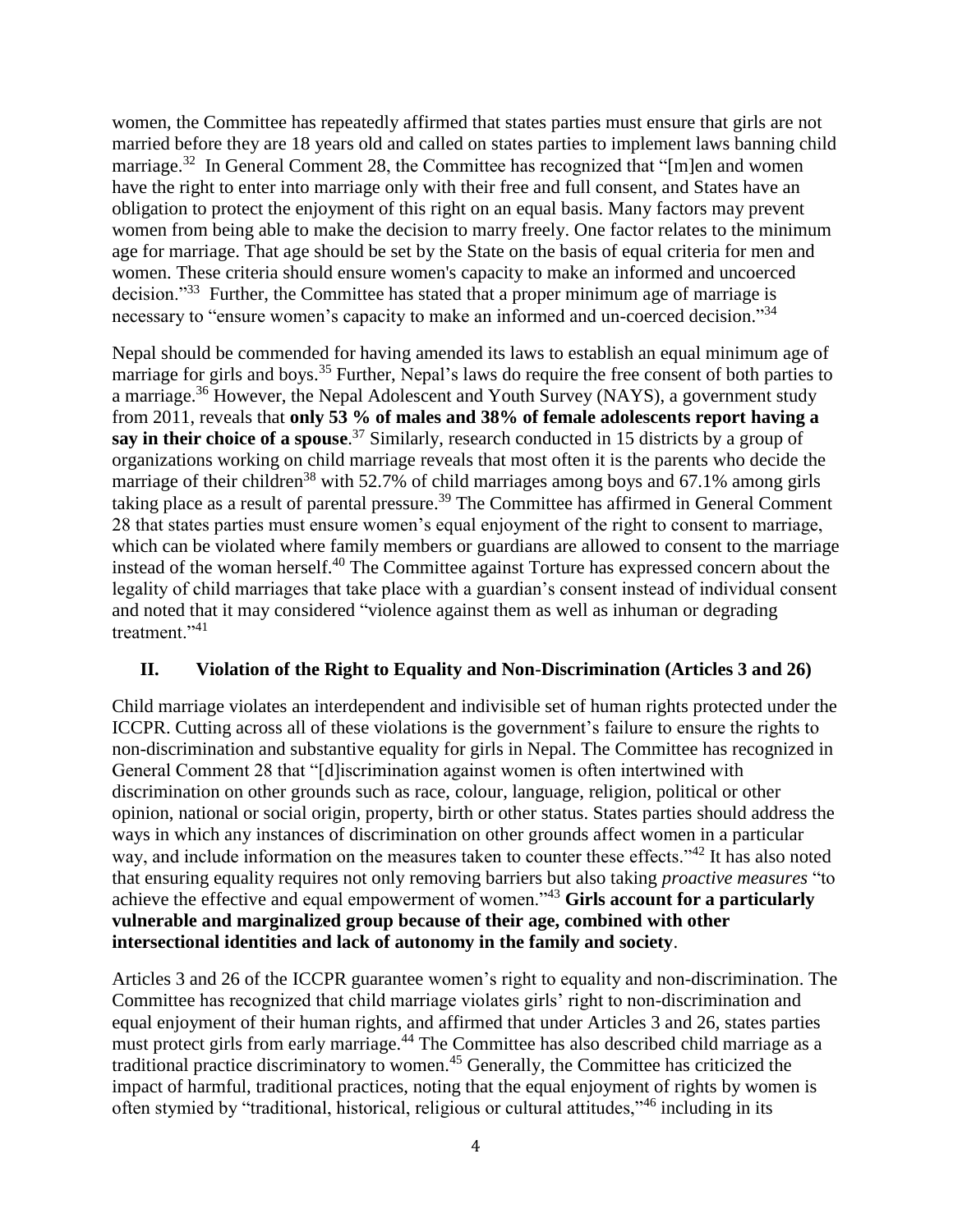women, the Committee has repeatedly affirmed that states parties must ensure that girls are not married before they are 18 years old and called on states parties to implement laws banning child marriage.[32] In General Comment 28, the Committee has recognized that "[m]en and women have the right to enter into marriage only with their free and full consent, and States have an obligation to protect the enjoyment of this right on an equal basis. Many factors may prevent women from being able to make the decision to marry freely. One factor relates to the minimum age for marriage. That age should be set by the State on the basis of equal criteria for men and women. These criteria should ensure women's capacity to make an informed and uncoerced decision."[33] Further, the Committee has stated that a proper minimum age of marriage is necessary to "ensure women's capacity to make an informed and un-coerced decision."[34]

Nepal should be commended for having amended its laws to establish an equal minimum age of marriage for girls and boys.[35] Further, Nepal's laws do require the free consent of both parties to a marriage.[36] However, the Nepal Adolescent and Youth Survey (NAYS), a government study from 2011, reveals that **only 53 % of males and 38% of female adolescents report having a say in their choice of a spouse**.[37] Similarly, research conducted in 15 districts by a group of organizations working on child marriage reveals that most often it is the parents who decide the marriage of their children[38] with 52.7% of child marriages among boys and 67.1% among girls taking place as a result of parental pressure.[39] The Committee has affirmed in General Comment 28 that states parties must ensure women's equal enjoyment of the right to consent to marriage, which can be violated where family members or guardians are allowed to consent to the marriage instead of the woman herself.[40] The Committee against Torture has expressed concern about the legality of child marriages that take place with a guardian's consent instead of individual consent and noted that it may considered "violence against them as well as inhuman or degrading treatment."[41]

## II. Violation of the Right to Equality and Non-Discrimination (Articles 3 and 26)

Child marriage violates an interdependent and indivisible set of human rights protected under the ICCPR. Cutting across all of these violations is the government's failure to ensure the rights to non-discrimination and substantive equality for girls in Nepal. The Committee has recognized in General Comment 28 that "[d]iscrimination against women is often intertwined with discrimination on other grounds such as race, colour, language, religion, political or other opinion, national or social origin, property, birth or other status. States parties should address the ways in which any instances of discrimination on other grounds affect women in a particular way, and include information on the measures taken to counter these effects."[42] It has also noted that ensuring equality requires not only removing barriers but also taking *proactive measures* "to achieve the effective and equal empowerment of women."[43] **Girls account for a particularly vulnerable and marginalized group because of their age, combined with other intersectional identities and lack of autonomy in the family and society**.

Articles 3 and 26 of the ICCPR guarantee women's right to equality and non-discrimination. The Committee has recognized that child marriage violates girls' right to non-discrimination and equal enjoyment of their human rights, and affirmed that under Articles 3 and 26, states parties must protect girls from early marriage.[44] The Committee has also described child marriage as a traditional practice discriminatory to women.[45] Generally, the Committee has criticized the impact of harmful, traditional practices, noting that the equal enjoyment of rights by women is often stymied by "traditional, historical, religious or cultural attitudes,"[46] including in its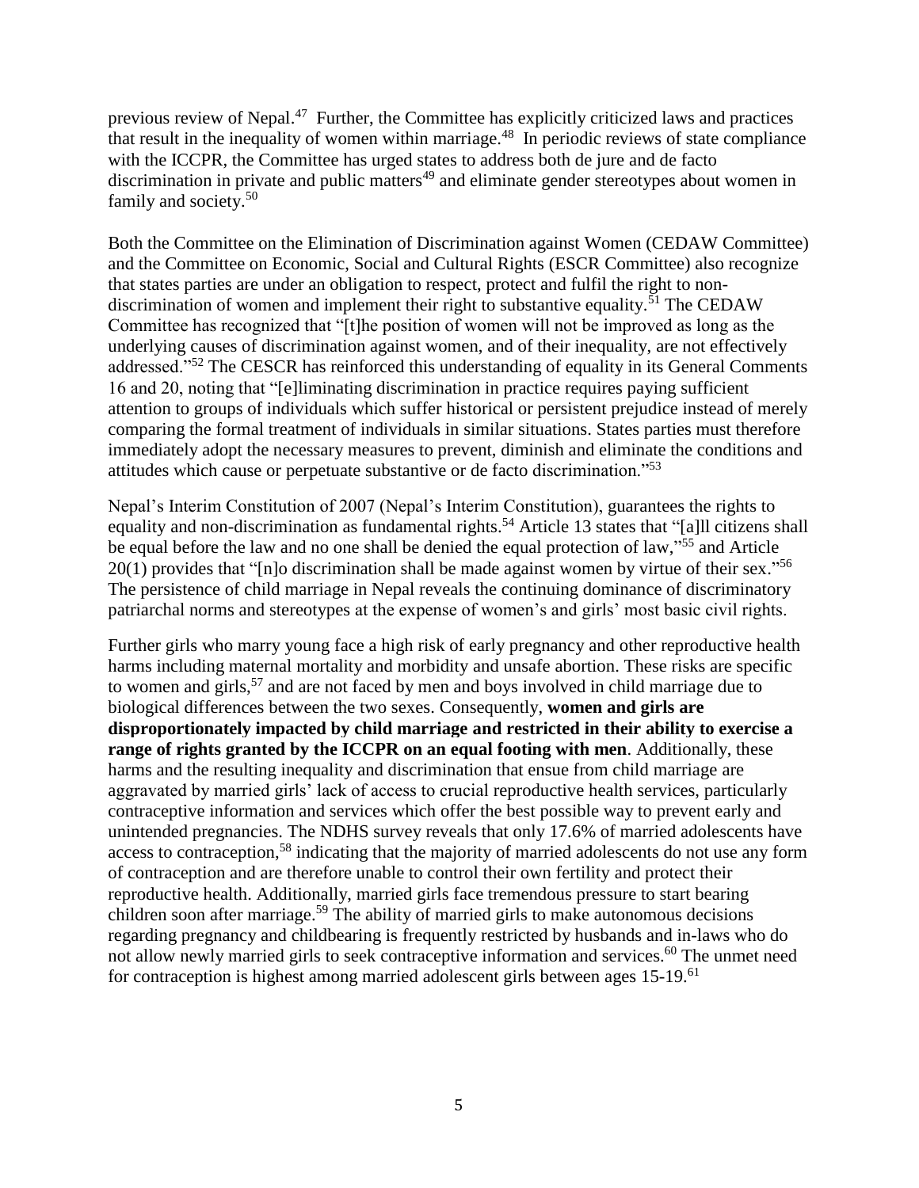previous review of Nepal.[47] Further, the Committee has explicitly criticized laws and practices that result in the inequality of women within marriage.[48] In periodic reviews of state compliance with the ICCPR, the Committee has urged states to address both de jure and de facto discrimination in private and public matters[49] and eliminate gender stereotypes about women in family and society.[50]

Both the Committee on the Elimination of Discrimination against Women (CEDAW Committee) and the Committee on Economic, Social and Cultural Rights (ESCR Committee) also recognize that states parties are under an obligation to respect, protect and fulfil the right to non-discrimination of women and implement their right to substantive equality.[51] The CEDAW Committee has recognized that "[t]he position of women will not be improved as long as the underlying causes of discrimination against women, and of their inequality, are not effectively addressed."[52] The CESCR has reinforced this understanding of equality in its General Comments 16 and 20, noting that "[e]liminating discrimination in practice requires paying sufficient attention to groups of individuals which suffer historical or persistent prejudice instead of merely comparing the formal treatment of individuals in similar situations. States parties must therefore immediately adopt the necessary measures to prevent, diminish and eliminate the conditions and attitudes which cause or perpetuate substantive or de facto discrimination."[53]

Nepal's Interim Constitution of 2007 (Nepal's Interim Constitution), guarantees the rights to equality and non-discrimination as fundamental rights.[54] Article 13 states that "[a]ll citizens shall be equal before the law and no one shall be denied the equal protection of law,"[55] and Article 20(1) provides that "[n]o discrimination shall be made against women by virtue of their sex."[56] The persistence of child marriage in Nepal reveals the continuing dominance of discriminatory patriarchal norms and stereotypes at the expense of women's and girls' most basic civil rights.

Further girls who marry young face a high risk of early pregnancy and other reproductive health harms including maternal mortality and morbidity and unsafe abortion. These risks are specific to women and girls,[57] and are not faced by men and boys involved in child marriage due to biological differences between the two sexes. Consequently, **women and girls are disproportionately impacted by child marriage and restricted in their ability to exercise a range of rights granted by the ICCPR on an equal footing with men**. Additionally, these harms and the resulting inequality and discrimination that ensue from child marriage are aggravated by married girls' lack of access to crucial reproductive health services, particularly contraceptive information and services which offer the best possible way to prevent early and unintended pregnancies. The NDHS survey reveals that only 17.6% of married adolescents have access to contraception,[58] indicating that the majority of married adolescents do not use any form of contraception and are therefore unable to control their own fertility and protect their reproductive health. Additionally, married girls face tremendous pressure to start bearing children soon after marriage.[59] The ability of married girls to make autonomous decisions regarding pregnancy and childbearing is frequently restricted by husbands and in-laws who do not allow newly married girls to seek contraceptive information and services.[60] The unmet need for contraception is highest among married adolescent girls between ages 15-19.[61]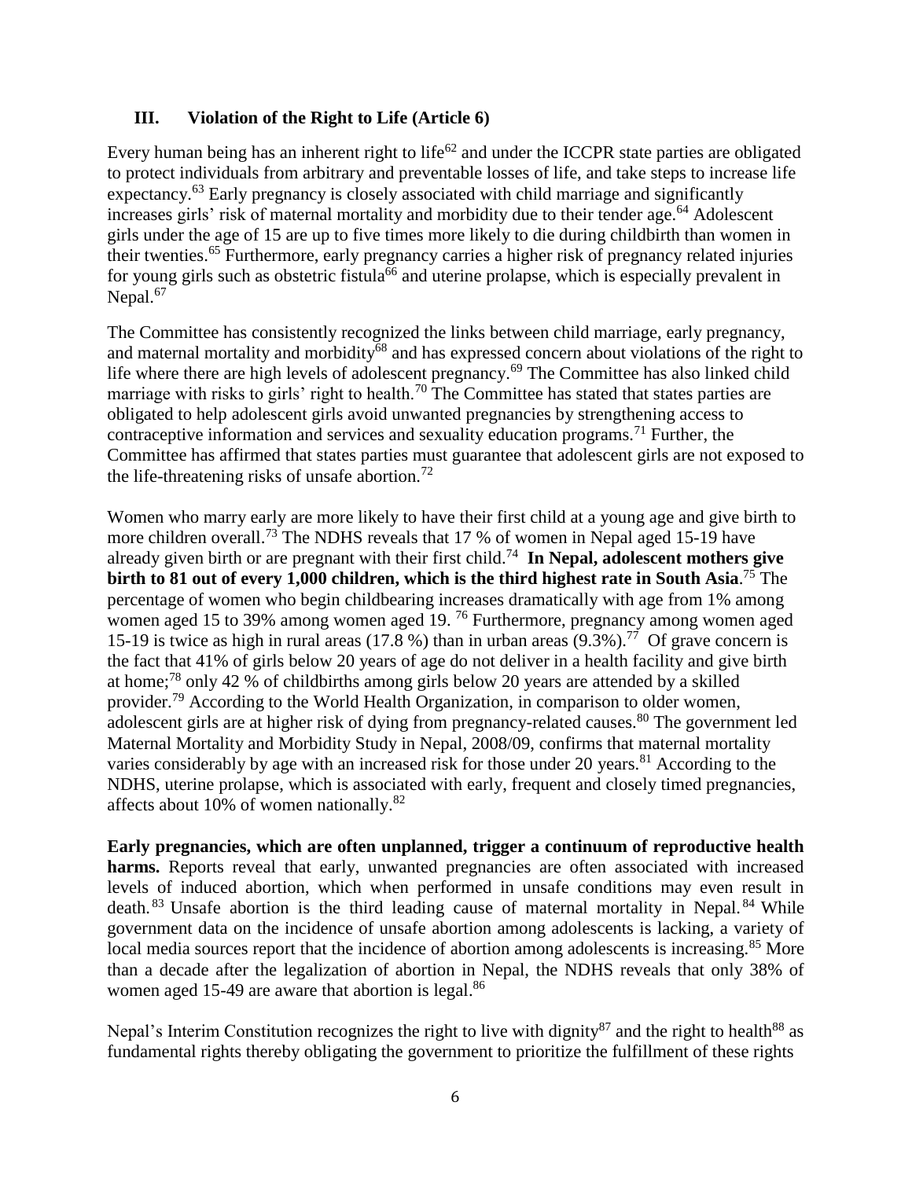## III. Violation of the Right to Life (Article 6)

Every human being has an inherent right to life[62] and under the ICCPR state parties are obligated to protect individuals from arbitrary and preventable losses of life, and take steps to increase life expectancy.[63] Early pregnancy is closely associated with child marriage and significantly increases girls' risk of maternal mortality and morbidity due to their tender age.[64] Adolescent girls under the age of 15 are up to five times more likely to die during childbirth than women in their twenties.[65] Furthermore, early pregnancy carries a higher risk of pregnancy related injuries for young girls such as obstetric fistula[66] and uterine prolapse, which is especially prevalent in Nepal.[67]

The Committee has consistently recognized the links between child marriage, early pregnancy, and maternal mortality and morbidity[68] and has expressed concern about violations of the right to life where there are high levels of adolescent pregnancy.[69] The Committee has also linked child marriage with risks to girls' right to health.[70] The Committee has stated that states parties are obligated to help adolescent girls avoid unwanted pregnancies by strengthening access to contraceptive information and services and sexuality education programs.[71] Further, the Committee has affirmed that states parties must guarantee that adolescent girls are not exposed to the life-threatening risks of unsafe abortion.[72]

Women who marry early are more likely to have their first child at a young age and give birth to more children overall.[73] The NDHS reveals that 17 % of women in Nepal aged 15-19 have already given birth or are pregnant with their first child.[74] **In Nepal, adolescent mothers give birth to 81 out of every 1,000 children, which is the third highest rate in South Asia**.[75] The percentage of women who begin childbearing increases dramatically with age from 1% among women aged 15 to 39% among women aged 19.[76] Furthermore, pregnancy among women aged 15-19 is twice as high in rural areas (17.8 %) than in urban areas (9.3%).[77] Of grave concern is the fact that 41% of girls below 20 years of age do not deliver in a health facility and give birth at home;[78] only 42 % of childbirths among girls below 20 years are attended by a skilled provider.[79] According to the World Health Organization, in comparison to older women, adolescent girls are at higher risk of dying from pregnancy-related causes.[80] The government led Maternal Mortality and Morbidity Study in Nepal, 2008/09, confirms that maternal mortality varies considerably by age with an increased risk for those under 20 years.[81] According to the NDHS, uterine prolapse, which is associated with early, frequent and closely timed pregnancies, affects about 10% of women nationally.[82]

**Early pregnancies, which are often unplanned, trigger a continuum of reproductive health harms.** Reports reveal that early, unwanted pregnancies are often associated with increased levels of induced abortion, which when performed in unsafe conditions may even result in death.[83] Unsafe abortion is the third leading cause of maternal mortality in Nepal.[84] While government data on the incidence of unsafe abortion among adolescents is lacking, a variety of local media sources report that the incidence of abortion among adolescents is increasing.[85] More than a decade after the legalization of abortion in Nepal, the NDHS reveals that only 38% of women aged 15-49 are aware that abortion is legal.[86]

Nepal's Interim Constitution recognizes the right to live with dignity[87] and the right to health[88] as fundamental rights thereby obligating the government to prioritize the fulfillment of these rights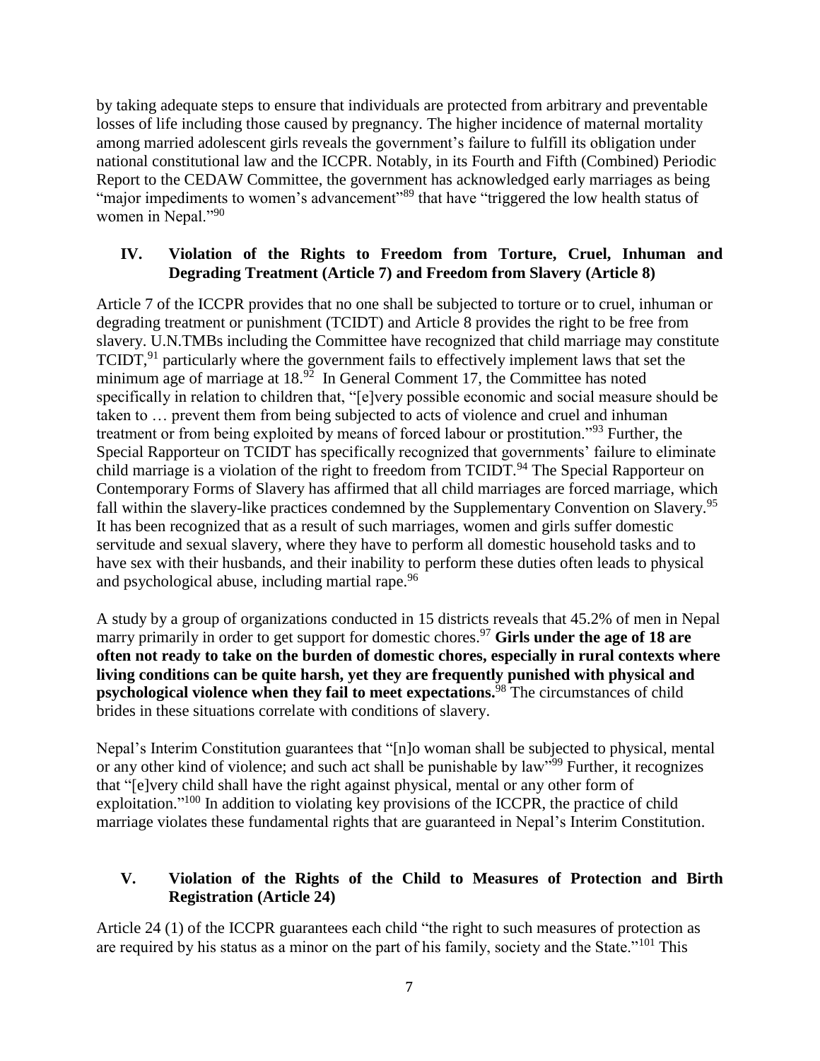by taking adequate steps to ensure that individuals are protected from arbitrary and preventable losses of life including those caused by pregnancy. The higher incidence of maternal mortality among married adolescent girls reveals the government's failure to fulfill its obligation under national constitutional law and the ICCPR. Notably, in its Fourth and Fifth (Combined) Periodic Report to the CEDAW Committee, the government has acknowledged early marriages as being "major impediments to women's advancement"[89] that have "triggered the low health status of women in Nepal."[90]

## IV. Violation of the Rights to Freedom from Torture, Cruel, Inhuman and Degrading Treatment (Article 7) and Freedom from Slavery (Article 8)

Article 7 of the ICCPR provides that no one shall be subjected to torture or to cruel, inhuman or degrading treatment or punishment (TCIDT) and Article 8 provides the right to be free from slavery. U.N.TMBs including the Committee have recognized that child marriage may constitute TCIDT,[91] particularly where the government fails to effectively implement laws that set the minimum age of marriage at 18.[92] In General Comment 17, the Committee has noted specifically in relation to children that, "[e]very possible economic and social measure should be taken to … prevent them from being subjected to acts of violence and cruel and inhuman treatment or from being exploited by means of forced labour or prostitution."[93] Further, the Special Rapporteur on TCIDT has specifically recognized that governments' failure to eliminate child marriage is a violation of the right to freedom from TCIDT.[94] The Special Rapporteur on Contemporary Forms of Slavery has affirmed that all child marriages are forced marriage, which fall within the slavery-like practices condemned by the Supplementary Convention on Slavery.[95] It has been recognized that as a result of such marriages, women and girls suffer domestic servitude and sexual slavery, where they have to perform all domestic household tasks and to have sex with their husbands, and their inability to perform these duties often leads to physical and psychological abuse, including martial rape.[96]

A study by a group of organizations conducted in 15 districts reveals that 45.2% of men in Nepal marry primarily in order to get support for domestic chores.[97] **Girls under the age of 18 are often not ready to take on the burden of domestic chores, especially in rural contexts where living conditions can be quite harsh, yet they are frequently punished with physical and psychological violence when they fail to meet expectations.**[98] The circumstances of child brides in these situations correlate with conditions of slavery.

Nepal's Interim Constitution guarantees that "[n]o woman shall be subjected to physical, mental or any other kind of violence; and such act shall be punishable by law"[99] Further, it recognizes that "[e]very child shall have the right against physical, mental or any other form of exploitation."[100] In addition to violating key provisions of the ICCPR, the practice of child marriage violates these fundamental rights that are guaranteed in Nepal's Interim Constitution.

## V. Violation of the Rights of the Child to Measures of Protection and Birth Registration (Article 24)

Article 24 (1) of the ICCPR guarantees each child "the right to such measures of protection as are required by his status as a minor on the part of his family, society and the State."[101] This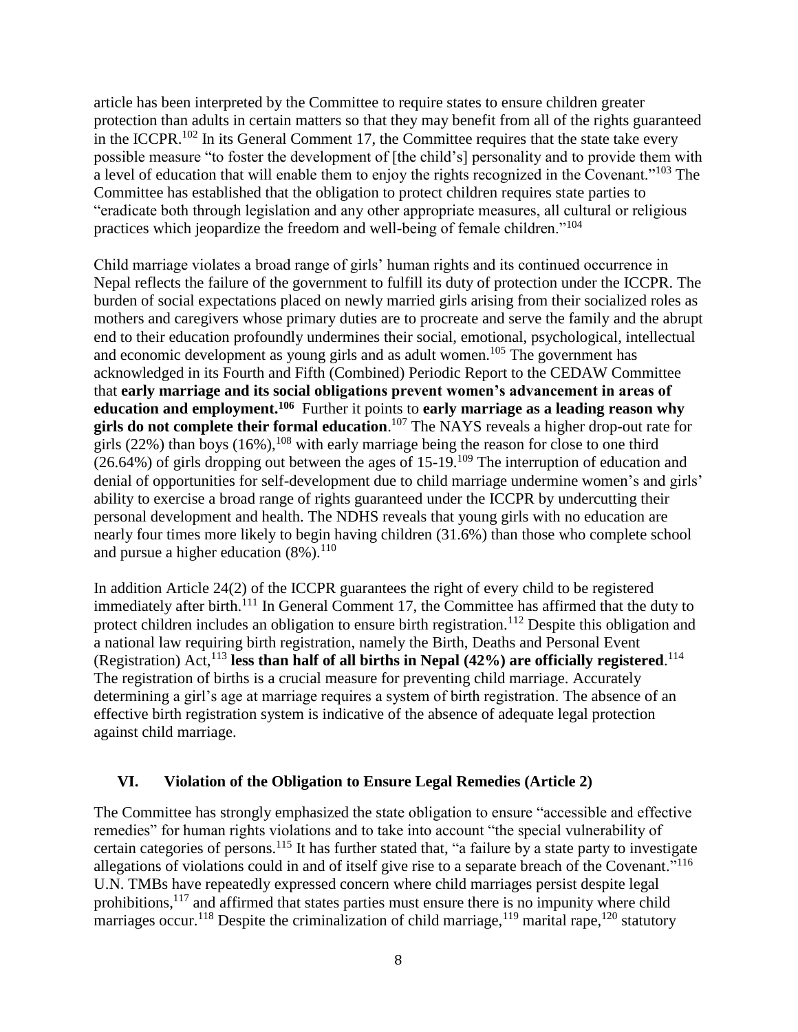article has been interpreted by the Committee to require states to ensure children greater protection than adults in certain matters so that they may benefit from all of the rights guaranteed in the ICCPR.[102] In its General Comment 17, the Committee requires that the state take every possible measure "to foster the development of [the child's] personality and to provide them with a level of education that will enable them to enjoy the rights recognized in the Covenant."[103] The Committee has established that the obligation to protect children requires state parties to "eradicate both through legislation and any other appropriate measures, all cultural or religious practices which jeopardize the freedom and well-being of female children."[104]

Child marriage violates a broad range of girls' human rights and its continued occurrence in Nepal reflects the failure of the government to fulfill its duty of protection under the ICCPR. The burden of social expectations placed on newly married girls arising from their socialized roles as mothers and caregivers whose primary duties are to procreate and serve the family and the abrupt end to their education profoundly undermines their social, emotional, psychological, intellectual and economic development as young girls and as adult women.[105] The government has acknowledged in its Fourth and Fifth (Combined) Periodic Report to the CEDAW Committee that **early marriage and its social obligations prevent women's advancement in areas of education and employment.[106]** Further it points to **early marriage as a leading reason why girls do not complete their formal education**.[107] The NAYS reveals a higher drop-out rate for girls (22%) than boys (16%),[108] with early marriage being the reason for close to one third (26.64%) of girls dropping out between the ages of 15-19.[109] The interruption of education and denial of opportunities for self-development due to child marriage undermine women's and girls' ability to exercise a broad range of rights guaranteed under the ICCPR by undercutting their personal development and health. The NDHS reveals that young girls with no education are nearly four times more likely to begin having children (31.6%) than those who complete school and pursue a higher education (8%).[110]

In addition Article 24(2) of the ICCPR guarantees the right of every child to be registered immediately after birth.[111] In General Comment 17, the Committee has affirmed that the duty to protect children includes an obligation to ensure birth registration.[112] Despite this obligation and a national law requiring birth registration, namely the Birth, Deaths and Personal Event (Registration) Act,[113] **less than half of all births in Nepal (42%) are officially registered**.[114] The registration of births is a crucial measure for preventing child marriage. Accurately determining a girl's age at marriage requires a system of birth registration. The absence of an effective birth registration system is indicative of the absence of adequate legal protection against child marriage.

## VI. Violation of the Obligation to Ensure Legal Remedies (Article 2)

The Committee has strongly emphasized the state obligation to ensure "accessible and effective remedies" for human rights violations and to take into account "the special vulnerability of certain categories of persons.[115] It has further stated that, "a failure by a state party to investigate allegations of violations could in and of itself give rise to a separate breach of the Covenant."[116] U.N. TMBs have repeatedly expressed concern where child marriages persist despite legal prohibitions,[117] and affirmed that states parties must ensure there is no impunity where child marriages occur.[118] Despite the criminalization of child marriage,[119] marital rape,[120] statutory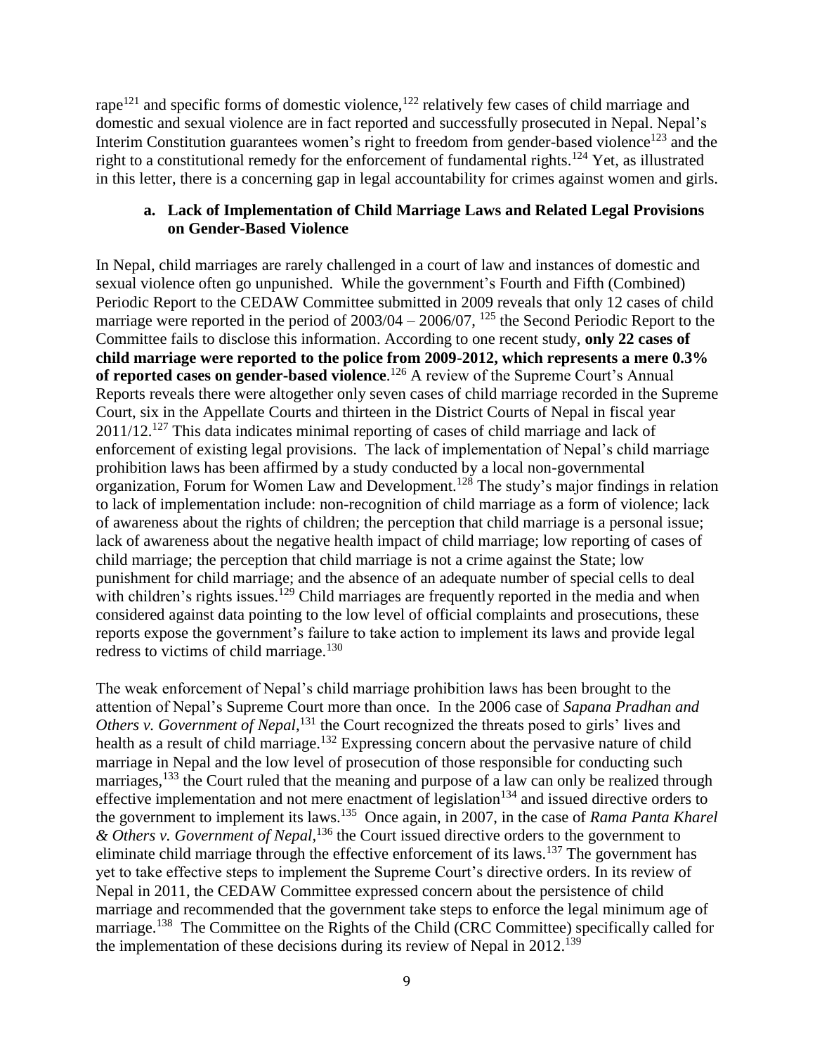rape[121] and specific forms of domestic violence,[122] relatively few cases of child marriage and domestic and sexual violence are in fact reported and successfully prosecuted in Nepal. Nepal's Interim Constitution guarantees women's right to freedom from gender-based violence[123] and the right to a constitutional remedy for the enforcement of fundamental rights.[124] Yet, as illustrated in this letter, there is a concerning gap in legal accountability for crimes against women and girls.

### a. Lack of Implementation of Child Marriage Laws and Related Legal Provisions on Gender-Based Violence

In Nepal, child marriages are rarely challenged in a court of law and instances of domestic and sexual violence often go unpunished. While the government's Fourth and Fifth (Combined) Periodic Report to the CEDAW Committee submitted in 2009 reveals that only 12 cases of child marriage were reported in the period of 2003/04 – 2006/07, [125] the Second Periodic Report to the Committee fails to disclose this information. According to one recent study, **only 22 cases of child marriage were reported to the police from 2009-2012, which represents a mere 0.3% of reported cases on gender-based violence**.[126] A review of the Supreme Court's Annual Reports reveals there were altogether only seven cases of child marriage recorded in the Supreme Court, six in the Appellate Courts and thirteen in the District Courts of Nepal in fiscal year 2011/12.[127] This data indicates minimal reporting of cases of child marriage and lack of enforcement of existing legal provisions. The lack of implementation of Nepal's child marriage prohibition laws has been affirmed by a study conducted by a local non-governmental organization, Forum for Women Law and Development.[128] The study's major findings in relation to lack of implementation include: non-recognition of child marriage as a form of violence; lack of awareness about the rights of children; the perception that child marriage is a personal issue; lack of awareness about the negative health impact of child marriage; low reporting of cases of child marriage; the perception that child marriage is not a crime against the State; low punishment for child marriage; and the absence of an adequate number of special cells to deal with children's rights issues.[129] Child marriages are frequently reported in the media and when considered against data pointing to the low level of official complaints and prosecutions, these reports expose the government's failure to take action to implement its laws and provide legal redress to victims of child marriage.[130]

The weak enforcement of Nepal's child marriage prohibition laws has been brought to the attention of Nepal's Supreme Court more than once. In the 2006 case of *Sapana Pradhan and Others v. Government of Nepal*,[131] the Court recognized the threats posed to girls' lives and health as a result of child marriage.[132] Expressing concern about the pervasive nature of child marriage in Nepal and the low level of prosecution of those responsible for conducting such marriages,[133] the Court ruled that the meaning and purpose of a law can only be realized through effective implementation and not mere enactment of legislation[134] and issued directive orders to the government to implement its laws.[135] Once again, in 2007, in the case of *Rama Panta Kharel & Others v. Government of Nepal*,[136] the Court issued directive orders to the government to eliminate child marriage through the effective enforcement of its laws.[137] The government has yet to take effective steps to implement the Supreme Court's directive orders. In its review of Nepal in 2011, the CEDAW Committee expressed concern about the persistence of child marriage and recommended that the government take steps to enforce the legal minimum age of marriage.[138] The Committee on the Rights of the Child (CRC Committee) specifically called for the implementation of these decisions during its review of Nepal in 2012.[139]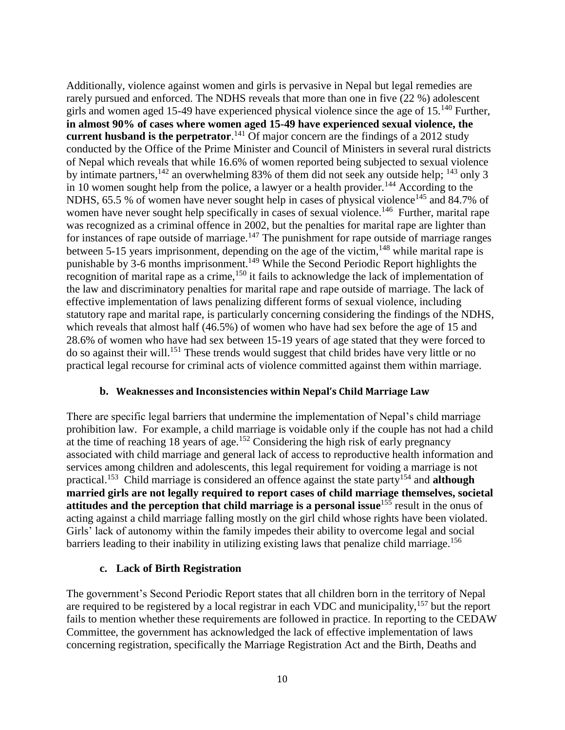Additionally, violence against women and girls is pervasive in Nepal but legal remedies are rarely pursued and enforced. The NDHS reveals that more than one in five (22 %) adolescent girls and women aged 15-49 have experienced physical violence since the age of 15.[140] Further, **in almost 90% of cases where women aged 15-49 have experienced sexual violence, the current husband is the perpetrator**.[141] Of major concern are the findings of a 2012 study conducted by the Office of the Prime Minister and Council of Ministers in several rural districts of Nepal which reveals that while 16.6% of women reported being subjected to sexual violence by intimate partners,[142] an overwhelming 83% of them did not seek any outside help; [143] only 3 in 10 women sought help from the police, a lawyer or a health provider.[144] According to the NDHS, 65.5 % of women have never sought help in cases of physical violence[145] and 84.7% of women have never sought help specifically in cases of sexual violence.[146] Further, marital rape was recognized as a criminal offence in 2002, but the penalties for marital rape are lighter than for instances of rape outside of marriage.[147] The punishment for rape outside of marriage ranges between 5-15 years imprisonment, depending on the age of the victim,[148] while marital rape is punishable by 3-6 months imprisonment.[149] While the Second Periodic Report highlights the recognition of marital rape as a crime,[150] it fails to acknowledge the lack of implementation of the law and discriminatory penalties for marital rape and rape outside of marriage. The lack of effective implementation of laws penalizing different forms of sexual violence, including statutory rape and marital rape, is particularly concerning considering the findings of the NDHS, which reveals that almost half (46.5%) of women who have had sex before the age of 15 and 28.6% of women who have had sex between 15-19 years of age stated that they were forced to do so against their will.[151] These trends would suggest that child brides have very little or no practical legal recourse for criminal acts of violence committed against them within marriage.

### b. Weaknesses and Inconsistencies within Nepal's Child Marriage Law

There are specific legal barriers that undermine the implementation of Nepal's child marriage prohibition law. For example, a child marriage is voidable only if the couple has not had a child at the time of reaching 18 years of age.[152] Considering the high risk of early pregnancy associated with child marriage and general lack of access to reproductive health information and services among children and adolescents, this legal requirement for voiding a marriage is not practical.[153] Child marriage is considered an offence against the state party[154] and **although married girls are not legally required to report cases of child marriage themselves, societal attitudes and the perception that child marriage is a personal issue**[155] result in the onus of acting against a child marriage falling mostly on the girl child whose rights have been violated. Girls' lack of autonomy within the family impedes their ability to overcome legal and social barriers leading to their inability in utilizing existing laws that penalize child marriage.[156]

### c. Lack of Birth Registration

The government's Second Periodic Report states that all children born in the territory of Nepal are required to be registered by a local registrar in each VDC and municipality,[157] but the report fails to mention whether these requirements are followed in practice. In reporting to the CEDAW Committee, the government has acknowledged the lack of effective implementation of laws concerning registration, specifically the Marriage Registration Act and the Birth, Deaths and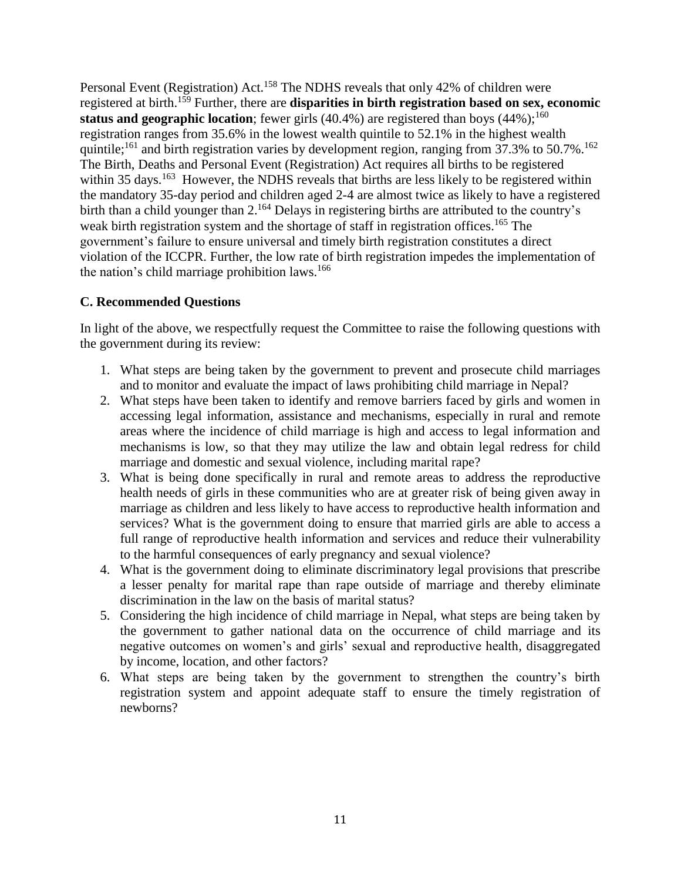Personal Event (Registration) Act.[158] The NDHS reveals that only 42% of children were registered at birth.[159] Further, there are **disparities in birth registration based on sex, economic status and geographic location**; fewer girls (40.4%) are registered than boys (44%);[160] registration ranges from 35.6% in the lowest wealth quintile to 52.1% in the highest wealth quintile;[161] and birth registration varies by development region, ranging from 37.3% to 50.7%.[162] The Birth, Deaths and Personal Event (Registration) Act requires all births to be registered within 35 days.[163] However, the NDHS reveals that births are less likely to be registered within the mandatory 35-day period and children aged 2-4 are almost twice as likely to have a registered birth than a child younger than 2.[164] Delays in registering births are attributed to the country's weak birth registration system and the shortage of staff in registration offices.[165] The government's failure to ensure universal and timely birth registration constitutes a direct violation of the ICCPR. Further, the low rate of birth registration impedes the implementation of the nation's child marriage prohibition laws.[166]

**C. Recommended Questions**

In light of the above, we respectfully request the Committee to raise the following questions with the government during its review:

1. What steps are being taken by the government to prevent and prosecute child marriages and to monitor and evaluate the impact of laws prohibiting child marriage in Nepal?
2. What steps have been taken to identify and remove barriers faced by girls and women in accessing legal information, assistance and mechanisms, especially in rural and remote areas where the incidence of child marriage is high and access to legal information and mechanisms is low, so that they may utilize the law and obtain legal redress for child marriage and domestic and sexual violence, including marital rape?
3. What is being done specifically in rural and remote areas to address the reproductive health needs of girls in these communities who are at greater risk of being given away in marriage as children and less likely to have access to reproductive health information and services? What is the government doing to ensure that married girls are able to access a full range of reproductive health information and services and reduce their vulnerability to the harmful consequences of early pregnancy and sexual violence?
4. What is the government doing to eliminate discriminatory legal provisions that prescribe a lesser penalty for marital rape than rape outside of marriage and thereby eliminate discrimination in the law on the basis of marital status?
5. Considering the high incidence of child marriage in Nepal, what steps are being taken by the government to gather national data on the occurrence of child marriage and its negative outcomes on women's and girls' sexual and reproductive health, disaggregated by income, location, and other factors?
6. What steps are being taken by the government to strengthen the country's birth registration system and appoint adequate staff to ensure the timely registration of newborns?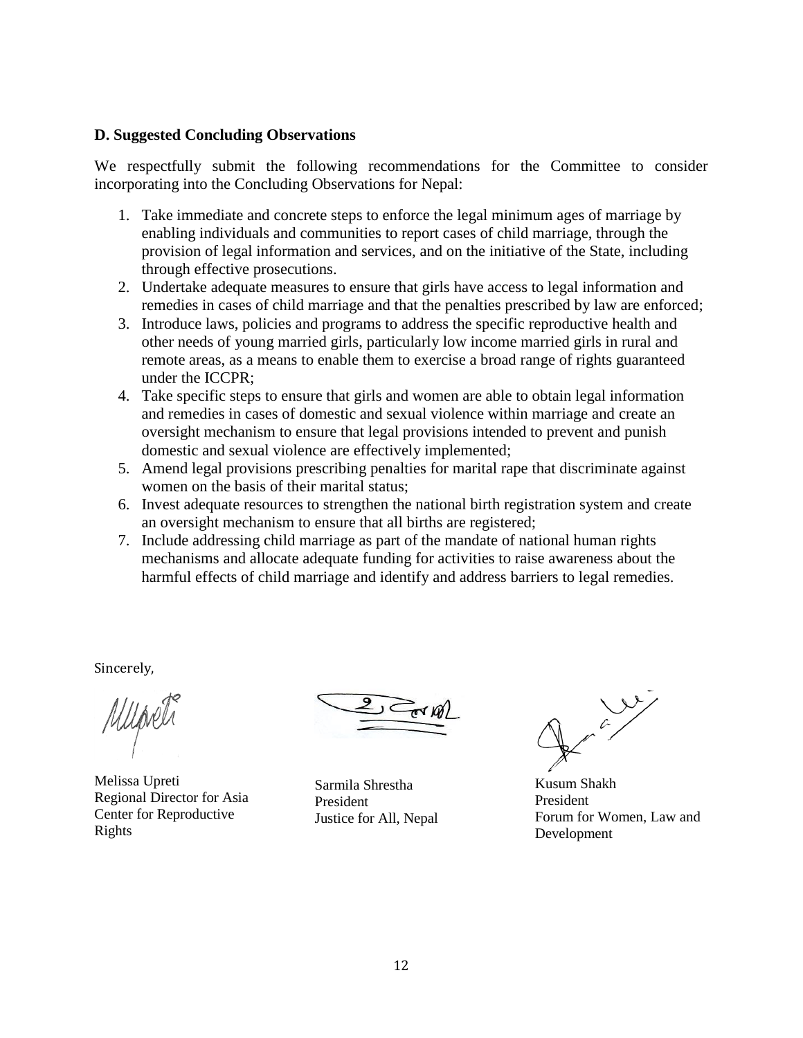**D. Suggested Concluding Observations**

We respectfully submit the following recommendations for the Committee to consider incorporating into the Concluding Observations for Nepal:

1. Take immediate and concrete steps to enforce the legal minimum ages of marriage by enabling individuals and communities to report cases of child marriage, through the provision of legal information and services, and on the initiative of the State, including through effective prosecutions.
2. Undertake adequate measures to ensure that girls have access to legal information and remedies in cases of child marriage and that the penalties prescribed by law are enforced;
3. Introduce laws, policies and programs to address the specific reproductive health and other needs of young married girls, particularly low income married girls in rural and remote areas, as a means to enable them to exercise a broad range of rights guaranteed under the ICCPR;
4. Take specific steps to ensure that girls and women are able to obtain legal information and remedies in cases of domestic and sexual violence within marriage and create an oversight mechanism to ensure that legal provisions intended to prevent and punish domestic and sexual violence are effectively implemented;
5. Amend legal provisions prescribing penalties for marital rape that discriminate against women on the basis of their marital status;
6. Invest adequate resources to strengthen the national birth registration system and create an oversight mechanism to ensure that all births are registered;
7. Include addressing child marriage as part of the mandate of national human rights mechanisms and allocate adequate funding for activities to raise awareness about the harmful effects of child marriage and identify and address barriers to legal remedies.

Sincerely,

Melissa Upreti
Regional Director for Asia
Center for Reproductive Rights

Sarmila Shrestha
President
Justice for All, Nepal

Kusum Shakh
President
Forum for Women, Law and Development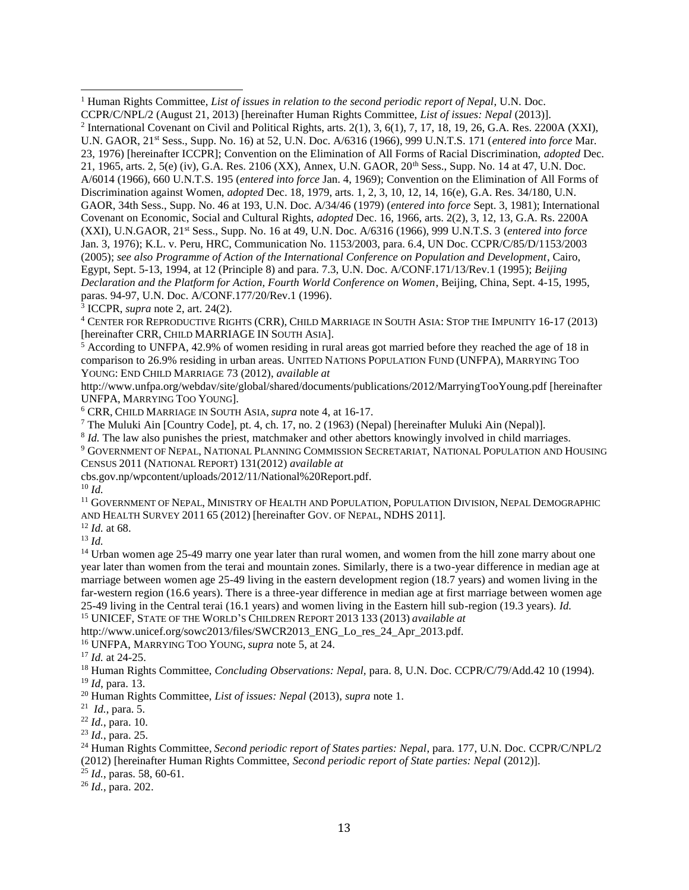[1] Human Rights Committee, *List of issues in relation to the second periodic report of Nepal*, U.N. Doc. CCPR/C/NPL/2 (August 21, 2013) [hereinafter Human Rights Committee, *List of issues: Nepal* (2013)].

[2] International Covenant on Civil and Political Rights, arts. 2(1), 3, 6(1), 7, 17, 18, 19, 26, G.A. Res. 2200A (XXI), U.N. GAOR, 21st Sess., Supp. No. 16) at 52, U.N. Doc. A/6316 (1966), 999 U.N.T.S. 171 (*entered into force* Mar. 23, 1976) [hereinafter ICCPR]; Convention on the Elimination of All Forms of Racial Discrimination, *adopted* Dec. 21, 1965, arts. 2, 5(e) (iv), G.A. Res. 2106 (XX), Annex, U.N. GAOR, 20th Sess., Supp. No. 14 at 47, U.N. Doc. A/6014 (1966), 660 U.N.T.S. 195 (*entered into force* Jan. 4, 1969); Convention on the Elimination of All Forms of Discrimination against Women, *adopted* Dec. 18, 1979, arts. 1, 2, 3, 10, 12, 14, 16(e), G.A. Res. 34/180, U.N. GAOR, 34th Sess., Supp. No. 46 at 193, U.N. Doc. A/34/46 (1979) (*entered into force* Sept. 3, 1981); International Covenant on Economic, Social and Cultural Rights, *adopted* Dec. 16, 1966, arts. 2(2), 3, 12, 13, G.A. Rs. 2200A (XXI), U.N.GAOR, 21st Sess., Supp. No. 16 at 49, U.N. Doc. A/6316 (1966), 999 U.N.T.S. 3 (*entered into force* Jan. 3, 1976); K.L. v. Peru, HRC, Communication No. 1153/2003, para. 6.4, UN Doc. CCPR/C/85/D/1153/2003 (2005); *see also Programme of Action of the International Conference on Population and Development*, Cairo, Egypt, Sept. 5-13, 1994, at 12 (Principle 8) and para. 7.3, U.N. Doc. A/CONF.171/13/Rev.1 (1995); *Beijing Declaration and the Platform for Action, Fourth World Conference on Women*, Beijing, China, Sept. 4-15, 1995, paras. 94-97, U.N. Doc. A/CONF.177/20/Rev.1 (1996).

[3] ICCPR, *supra* note 2, art. 24(2).

[4] CENTER FOR REPRODUCTIVE RIGHTS (CRR), CHILD MARRIAGE IN SOUTH ASIA: STOP THE IMPUNITY 16-17 (2013) [hereinafter CRR, CHILD MARRIAGE IN SOUTH ASIA].

[5] According to UNFPA, 42.9% of women residing in rural areas got married before they reached the age of 18 in comparison to 26.9% residing in urban areas. UNITED NATIONS POPULATION FUND (UNFPA), MARRYING TOO YOUNG: END CHILD MARRIAGE 73 (2012), *available at* http://www.unfpa.org/webdav/site/global/shared/documents/publications/2012/MarryingTooYoung.pdf [hereinafter UNFPA, MARRYING TOO YOUNG].

[6] CRR, CHILD MARRIAGE IN SOUTH ASIA, *supra* note 4, at 16-17.

[7] The Muluki Ain [Country Code], pt. 4, ch. 17, no. 2 (1963) (Nepal) [hereinafter Muluki Ain (Nepal)].

[8] *Id.* The law also punishes the priest, matchmaker and other abettors knowingly involved in child marriages.

[9] GOVERNMENT OF NEPAL, NATIONAL PLANNING COMMISSION SECRETARIAT, NATIONAL POPULATION AND HOUSING CENSUS 2011 (NATIONAL REPORT) 131(2012) *available at* cbs.gov.np/wpcontent/uploads/2012/11/National%20Report.pdf.

[10] *Id.*

[11] GOVERNMENT OF NEPAL, MINISTRY OF HEALTH AND POPULATION, POPULATION DIVISION, NEPAL DEMOGRAPHIC AND HEALTH SURVEY 2011 65 (2012) [hereinafter GOV. OF NEPAL, NDHS 2011].

[12] *Id.* at 68.

[13] *Id.*

[14] Urban women age 25-49 marry one year later than rural women, and women from the hill zone marry about one year later than women from the terai and mountain zones. Similarly, there is a two-year difference in median age at marriage between women age 25-49 living in the eastern development region (18.7 years) and women living in the far-western region (16.6 years). There is a three-year difference in median age at first marriage between women age 25-49 living in the Central terai (16.1 years) and women living in the Eastern hill sub-region (19.3 years). *Id.*

[15] UNICEF, STATE OF THE WORLD'S CHILDREN REPORT 2013 133 (2013) *available at* http://www.unicef.org/sowc2013/files/SWCR2013_ENG_Lo_res_24_Apr_2013.pdf.

[16] UNFPA, MARRYING TOO YOUNG, *supra* note 5, at 24.

[17] *Id.* at 24-25.

[18] Human Rights Committee, *Concluding Observations: Nepal*, para. 8, U.N. Doc. CCPR/C/79/Add.42 10 (1994).

[19] *Id*, para. 13.

[20] Human Rights Committee, *List of issues: Nepal* (2013), *supra* note 1.

[21] *Id.*, para. 5.

[22] *Id.*, para. 10.

[23] *Id.*, para. 25.

[24] Human Rights Committee, *Second periodic report of States parties: Nepal*, para. 177, U.N. Doc. CCPR/C/NPL/2 (2012) [hereinafter Human Rights Committee, *Second periodic report of State parties: Nepal* (2012)].

[25] *Id.*, paras. 58, 60-61.

[26] *Id.*, para. 202.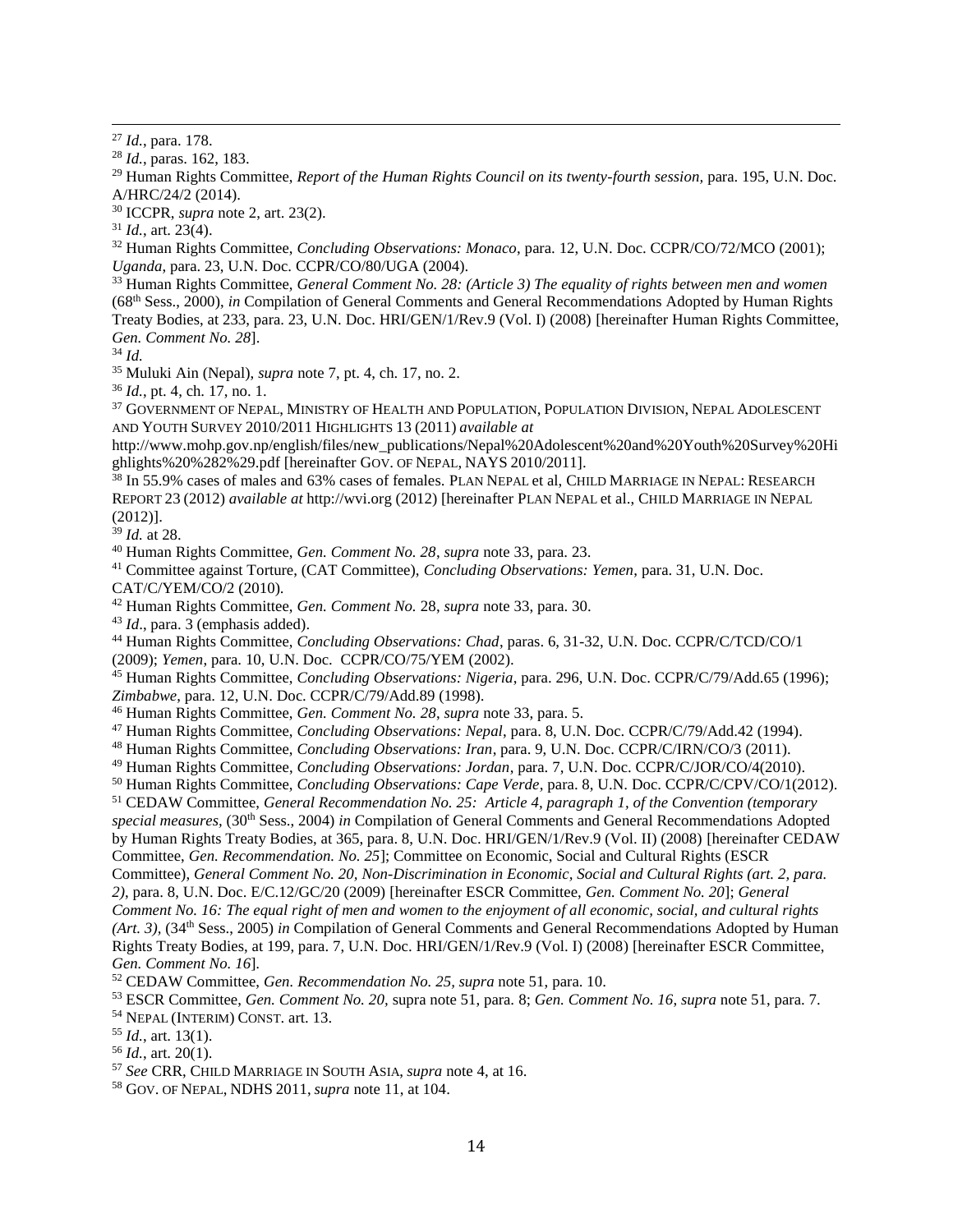[27] *Id.*, para. 178.

[28] *Id.*, paras. 162, 183.

[29] Human Rights Committee, *Report of the Human Rights Council on its twenty-fourth session*, para. 195, U.N. Doc. A/HRC/24/2 (2014).

[30] ICCPR, *supra* note 2, art. 23(2).

[31] *Id.*, art. 23(4).

[32] Human Rights Committee, *Concluding Observations: Monaco*, para. 12, U.N. Doc. CCPR/CO/72/MCO (2001); *Uganda*, para. 23, U.N. Doc. CCPR/CO/80/UGA (2004).

[33] Human Rights Committee, *General Comment No. 28: (Article 3) The equality of rights between men and women* (68th Sess., 2000), *in* Compilation of General Comments and General Recommendations Adopted by Human Rights Treaty Bodies, at 233, para. 23, U.N. Doc. HRI/GEN/1/Rev.9 (Vol. I) (2008) [hereinafter Human Rights Committee, *Gen. Comment No. 28*].

[34] *Id.*

[35] Muluki Ain (Nepal), *supra* note 7, pt. 4, ch. 17, no. 2.

[36] *Id.*, pt. 4, ch. 17, no. 1.

[37] GOVERNMENT OF NEPAL, MINISTRY OF HEALTH AND POPULATION, POPULATION DIVISION, NEPAL ADOLESCENT AND YOUTH SURVEY 2010/2011 HIGHLIGHTS 13 (2011) *available at* http://www.mohp.gov.np/english/files/new_publications/Nepal%20Adolescent%20and%20Youth%20Survey%20Highlights%20%282%29.pdf [hereinafter GOV. OF NEPAL, NAYS 2010/2011].

[38] In 55.9% cases of males and 63% cases of females. PLAN NEPAL et al, CHILD MARRIAGE IN NEPAL: RESEARCH REPORT 23 (2012) *available at* http://wvi.org (2012) [hereinafter PLAN NEPAL et al., CHILD MARRIAGE IN NEPAL (2012)].

[39] *Id.* at 28.

[40] Human Rights Committee, *Gen. Comment No. 28*, *supra* note 33, para. 23.

[41] Committee against Torture, (CAT Committee), *Concluding Observations: Yemen*, para. 31, U.N. Doc. CAT/C/YEM/CO/2 (2010).

[42] Human Rights Committee, *Gen. Comment No.* 28, *supra* note 33, para. 30.

[43] *Id*., para. 3 (emphasis added).

[44] Human Rights Committee, *Concluding Observations: Chad*, paras. 6, 31-32, U.N. Doc. CCPR/C/TCD/CO/1 (2009); *Yemen*, para. 10, U.N. Doc. CCPR/CO/75/YEM (2002).

[45] Human Rights Committee, *Concluding Observations: Nigeria*, para. 296, U.N. Doc. CCPR/C/79/Add.65 (1996); *Zimbabwe*, para. 12, U.N. Doc. CCPR/C/79/Add.89 (1998).

[46] Human Rights Committee, *Gen. Comment No. 28*, *supra* note 33, para. 5.

[47] Human Rights Committee, *Concluding Observations: Nepal*, para. 8, U.N. Doc. CCPR/C/79/Add.42 (1994).

[48] Human Rights Committee, *Concluding Observations: Iran*, para. 9, U.N. Doc. CCPR/C/IRN/CO/3 (2011).

[49] Human Rights Committee, *Concluding Observations: Jordan*, para. 7, U.N. Doc. CCPR/C/JOR/CO/4(2010).

[50] Human Rights Committee, *Concluding Observations: Cape Verde*, para. 8, U.N. Doc. CCPR/C/CPV/CO/1(2012).

[51] CEDAW Committee, *General Recommendation No. 25: Article 4, paragraph 1, of the Convention (temporary special measures*, (30th Sess., 2004) *in* Compilation of General Comments and General Recommendations Adopted by Human Rights Treaty Bodies, at 365, para. 8, U.N. Doc. HRI/GEN/1/Rev.9 (Vol. II) (2008) [hereinafter CEDAW Committee, *Gen. Recommendation. No. 25*]; Committee on Economic, Social and Cultural Rights (ESCR Committee), *General Comment No. 20, Non-Discrimination in Economic, Social and Cultural Rights (art. 2, para. 2)*, para. 8, U.N. Doc. E/C.12/GC/20 (2009) [hereinafter ESCR Committee, *Gen. Comment No. 20*]; *General Comment No. 16: The equal right of men and women to the enjoyment of all economic, social, and cultural rights (Art. 3)*, (34th Sess., 2005) *in* Compilation of General Comments and General Recommendations Adopted by Human Rights Treaty Bodies, at 199, para. 7, U.N. Doc. HRI/GEN/1/Rev.9 (Vol. I) (2008) [hereinafter ESCR Committee, *Gen. Comment No. 16*].

[52] CEDAW Committee, *Gen. Recommendation No. 25, supra* note 51, para. 10.

[53] ESCR Committee, *Gen. Comment No. 20,* supra note 51, para. 8; *Gen. Comment No. 16*, *supra* note 51, para. 7.

[54] NEPAL (INTERIM) CONST. art. 13.

[55] *Id.*, art. 13(1).

[56] *Id.*, art. 20(1).

[57] *See* CRR, CHILD MARRIAGE IN SOUTH ASIA, *supra* note 4, at 16.

[58] GOV. OF NEPAL, NDHS 2011, *supra* note 11, at 104.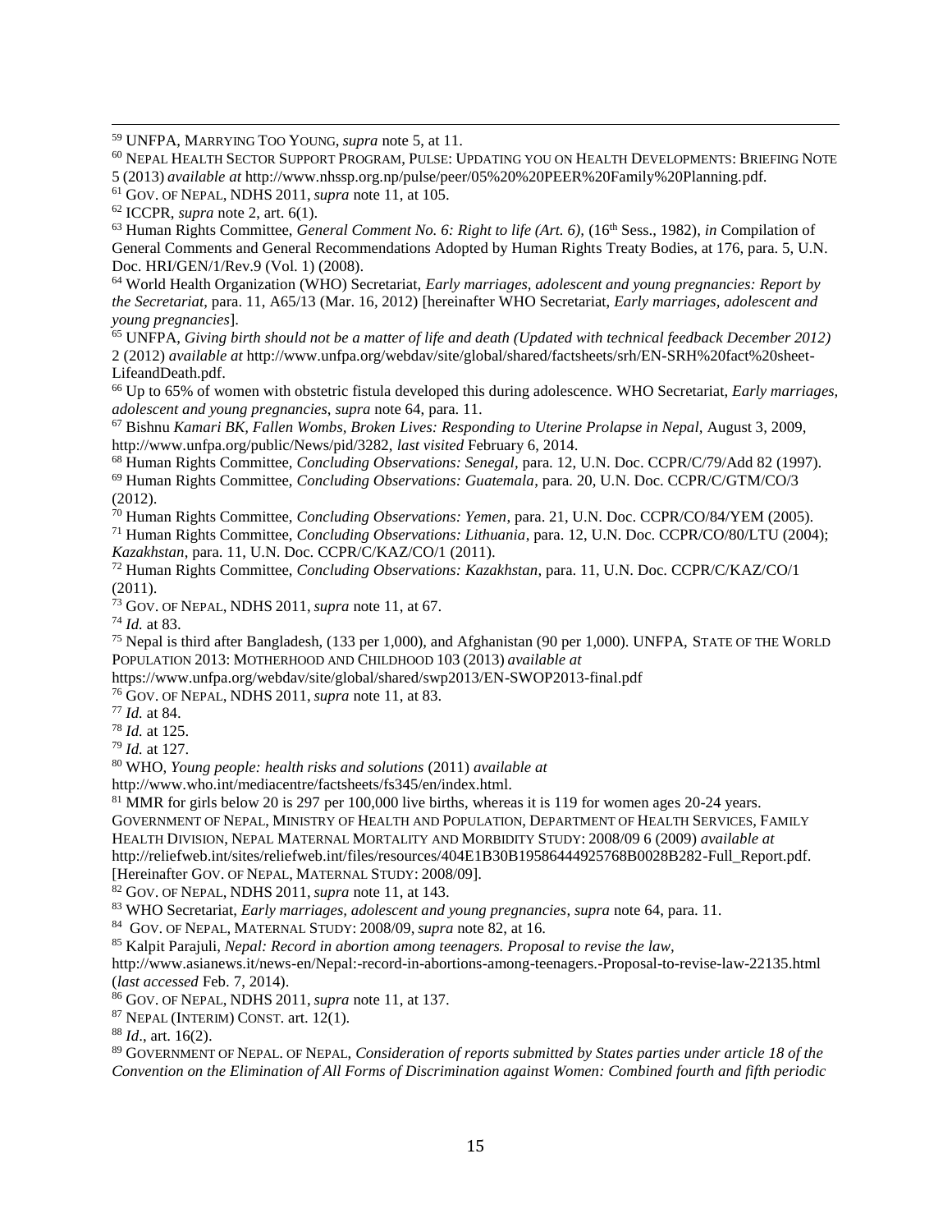[59] UNFPA, MARRYING TOO YOUNG, *supra* note 5, at 11.

[60] NEPAL HEALTH SECTOR SUPPORT PROGRAM, PULSE: UPDATING YOU ON HEALTH DEVELOPMENTS: BRIEFING NOTE 5 (2013) *available at* http://www.nhssp.org.np/pulse/peer/05%20%20PEER%20Family%20Planning.pdf.

[61] GOV. OF NEPAL, NDHS 2011, *supra* note 11, at 105.

[62] ICCPR, *supra* note 2, art. 6(1).

[63] Human Rights Committee, *General Comment No. 6: Right to life (Art. 6),* (16th Sess., 1982), *in* Compilation of General Comments and General Recommendations Adopted by Human Rights Treaty Bodies, at 176, para. 5, U.N. Doc. HRI/GEN/1/Rev.9 (Vol. 1) (2008).

[64] World Health Organization (WHO) Secretariat, *Early marriages, adolescent and young pregnancies: Report by the Secretariat*, para. 11, A65/13 (Mar. 16, 2012) [hereinafter WHO Secretariat, *Early marriages, adolescent and young pregnancies*].

[65] UNFPA, *Giving birth should not be a matter of life and death (Updated with technical feedback December 2012)* 2 (2012) *available at* http://www.unfpa.org/webdav/site/global/shared/factsheets/srh/EN-SRH%20fact%20sheet-LifeandDeath.pdf.

[66] Up to 65% of women with obstetric fistula developed this during adolescence. WHO Secretariat, *Early marriages, adolescent and young pregnancies, supra* note 64, para. 11.

[67] Bishnu *Kamari BK, Fallen Wombs, Broken Lives: Responding to Uterine Prolapse in Nepal,* August 3, 2009, http://www.unfpa.org/public/News/pid/3282, *last visited* February 6, 2014.

[68] Human Rights Committee, *Concluding Observations: Senegal,* para. 12, U.N. Doc. CCPR/C/79/Add 82 (1997).

[69] Human Rights Committee, *Concluding Observations: Guatemala*, para. 20, U.N. Doc. CCPR/C/GTM/CO/3 (2012).

[70] Human Rights Committee, *Concluding Observations: Yemen*, para. 21, U.N. Doc. CCPR/CO/84/YEM (2005).

[71] Human Rights Committee, *Concluding Observations: Lithuania*, para. 12, U.N. Doc. CCPR/CO/80/LTU (2004); *Kazakhstan*, para. 11, U.N. Doc. CCPR/C/KAZ/CO/1 (2011).

[72] Human Rights Committee, *Concluding Observations: Kazakhstan*, para. 11, U.N. Doc. CCPR/C/KAZ/CO/1 (2011).

[73] GOV. OF NEPAL, NDHS 2011, *supra* note 11, at 67.

[74] *Id.* at 83.

[75] Nepal is third after Bangladesh, (133 per 1,000), and Afghanistan (90 per 1,000). UNFPA, STATE OF THE WORLD POPULATION 2013: MOTHERHOOD AND CHILDHOOD 103 (2013) *available at* https://www.unfpa.org/webdav/site/global/shared/swp2013/EN-SWOP2013-final.pdf

[76] GOV. OF NEPAL, NDHS 2011, *supra* note 11, at 83.

[77] *Id.* at 84.

[78] *Id.* at 125.

[79] *Id.* at 127.

[80] WHO, *Young people: health risks and solutions* (2011) *available at* http://www.who.int/mediacentre/factsheets/fs345/en/index.html.

[81] MMR for girls below 20 is 297 per 100,000 live births, whereas it is 119 for women ages 20-24 years. GOVERNMENT OF NEPAL, MINISTRY OF HEALTH AND POPULATION, DEPARTMENT OF HEALTH SERVICES, FAMILY HEALTH DIVISION, NEPAL MATERNAL MORTALITY AND MORBIDITY STUDY: 2008/09 6 (2009) *available at* http://reliefweb.int/sites/reliefweb.int/files/resources/404E1B30B19586444925768B0028B282-Full_Report.pdf. [Hereinafter GOV. OF NEPAL, MATERNAL STUDY: 2008/09].

[82] GOV. OF NEPAL, NDHS 2011, *supra* note 11, at 143.

[83] WHO Secretariat, *Early marriages, adolescent and young pregnancies*, *supra* note 64, para. 11.

[84] GOV. OF NEPAL, MATERNAL STUDY: 2008/09, *supra* note 82, at 16.

[85] Kalpit Parajuli, *Nepal: Record in abortion among teenagers. Proposal to revise the law,* http://www.asianews.it/news-en/Nepal:-record-in-abortions-among-teenagers.-Proposal-to-revise-law-22135.html (*last accessed* Feb. 7, 2014).

[86] GOV. OF NEPAL, NDHS 2011, *supra* note 11, at 137.

[87] NEPAL (INTERIM) CONST. art. 12(1).

[88] *Id*., art. 16(2).

[89] GOVERNMENT OF NEPAL. OF NEPAL, *Consideration of reports submitted by States parties under article 18 of the Convention on the Elimination of All Forms of Discrimination against Women: Combined fourth and fifth periodic*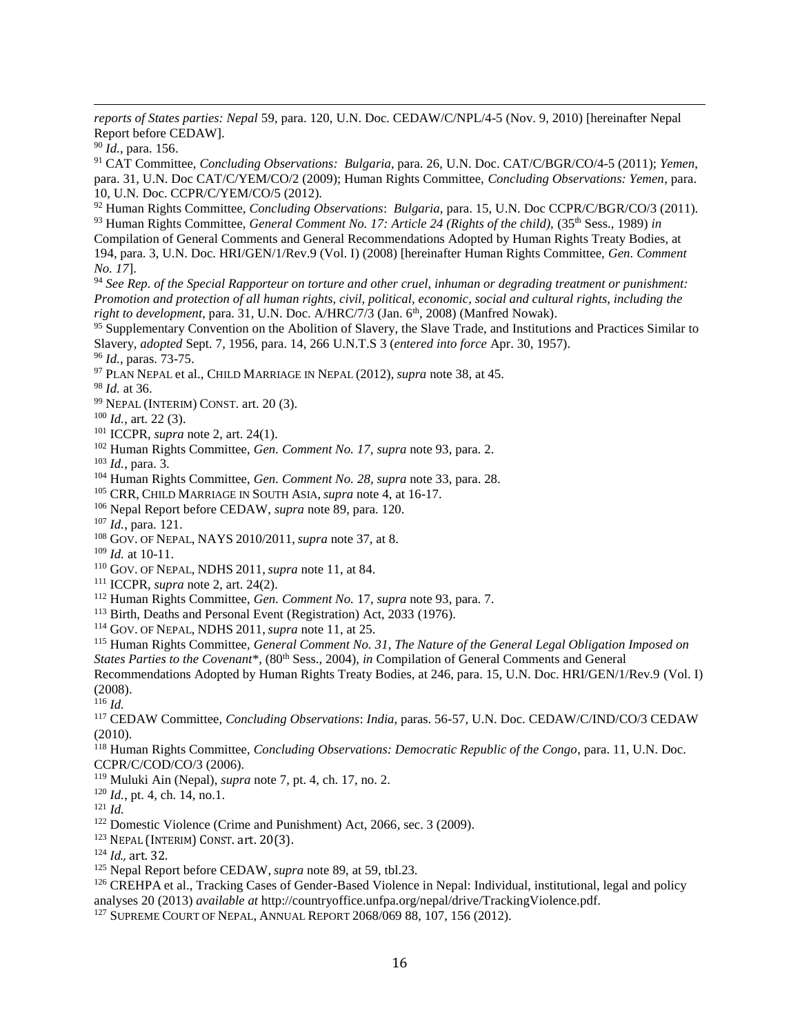*reports of States parties: Nepal* 59, para. 120, U.N. Doc. CEDAW/C/NPL/4-5 (Nov. 9, 2010) [hereinafter Nepal Report before CEDAW].

[90] *Id.*, para. 156.

[91] CAT Committee, *Concluding Observations: Bulgaria*, para. 26, U.N. Doc. CAT/C/BGR/CO/4-5 (2011); *Yemen*, para. 31, U.N. Doc CAT/C/YEM/CO/2 (2009); Human Rights Committee, *Concluding Observations: Yemen*, para. 10, U.N. Doc. CCPR/C/YEM/CO/5 (2012).

[92] Human Rights Committee, *Concluding Observations*: *Bulgaria*, para. 15, U.N. Doc CCPR/C/BGR/CO/3 (2011).

[93] Human Rights Committee, *General Comment No. 17: Article 24 (Rights of the child),* (35th Sess., 1989) *in* Compilation of General Comments and General Recommendations Adopted by Human Rights Treaty Bodies, at 194, para. 3, U.N. Doc. HRI/GEN/1/Rev.9 (Vol. I) (2008) [hereinafter Human Rights Committee, *Gen. Comment No. 17*].

[94] *See Rep. of the Special Rapporteur on torture and other cruel, inhuman or degrading treatment or punishment: Promotion and protection of all human rights, civil, political, economic, social and cultural rights, including the right to development*, para. 31, U.N. Doc. A/HRC/7/3 (Jan. 6th, 2008) (Manfred Nowak).

[95] Supplementary Convention on the Abolition of Slavery, the Slave Trade, and Institutions and Practices Similar to Slavery, *adopted* Sept. 7, 1956, para. 14, 266 U.N.T.S 3 (*entered into force* Apr. 30, 1957).

[96] *Id.*, paras. 73-75.

[97] PLAN NEPAL et al., CHILD MARRIAGE IN NEPAL (2012), *supra* note 38, at 45.

[98] *Id.* at 36.

[99] NEPAL (INTERIM) CONST. art. 20 (3).

[100] *Id.*, art. 22 (3).

[101] ICCPR, *supra* note 2, art. 24(1).

[102] Human Rights Committee, *Gen. Comment No. 17, supra* note 93, para. 2.

[103] *Id.*, para. 3.

[104] Human Rights Committee, *Gen. Comment No. 28, supra* note 33, para. 28.

[105] CRR, CHILD MARRIAGE IN SOUTH ASIA, *supra* note 4, at 16-17.

[106] Nepal Report before CEDAW, *supra* note 89, para. 120.

[107] *Id.*, para. 121.

[108] GOV. OF NEPAL, NAYS 2010/2011, *supra* note 37, at 8.

[109] *Id.* at 10-11.

[110] GOV. OF NEPAL, NDHS 2011, *supra* note 11, at 84.

[111] ICCPR, *supra* note 2, art. 24(2).

[112] Human Rights Committee, *Gen. Comment No.* 17, *supra* note 93, para. 7.

[113] Birth, Deaths and Personal Event (Registration) Act, 2033 (1976).

[114] GOV. OF NEPAL, NDHS 2011, *supra* note 11, at 25.

[115] Human Rights Committee, *General Comment No. 31*, *The Nature of the General Legal Obligation Imposed on States Parties to the Covenant*\*, (80th Sess., 2004), *in* Compilation of General Comments and General Recommendations Adopted by Human Rights Treaty Bodies, at 246, para. 15, U.N. Doc. HRI/GEN/1/Rev.9 (Vol. I) (2008).

[116] *Id.*

[117] CEDAW Committee, *Concluding Observations*: *India*, paras. 56-57, U.N. Doc. CEDAW/C/IND/CO/3 CEDAW (2010).

[118] Human Rights Committee, *Concluding Observations: Democratic Republic of the Congo*, para. 11, U.N. Doc. CCPR/C/COD/CO/3 (2006).

[119] Muluki Ain (Nepal), *supra* note 7, pt. 4, ch. 17, no. 2.

[120] *Id.*, pt. 4, ch. 14, no.1.

[121] *Id.*

[122] Domestic Violence (Crime and Punishment) Act, 2066, sec. 3 (2009).

[123] NEPAL (INTERIM) CONST. art. 20(3).

[124] *Id.,* art. 32.

[125] Nepal Report before CEDAW, *supra* note 89, at 59, tbl.23.

[126] CREHPA et al., Tracking Cases of Gender-Based Violence in Nepal: Individual, institutional, legal and policy analyses 20 (2013) *available at* http://countryoffice.unfpa.org/nepal/drive/TrackingViolence.pdf.

[127] SUPREME COURT OF NEPAL, ANNUAL REPORT 2068/069 88, 107, 156 (2012).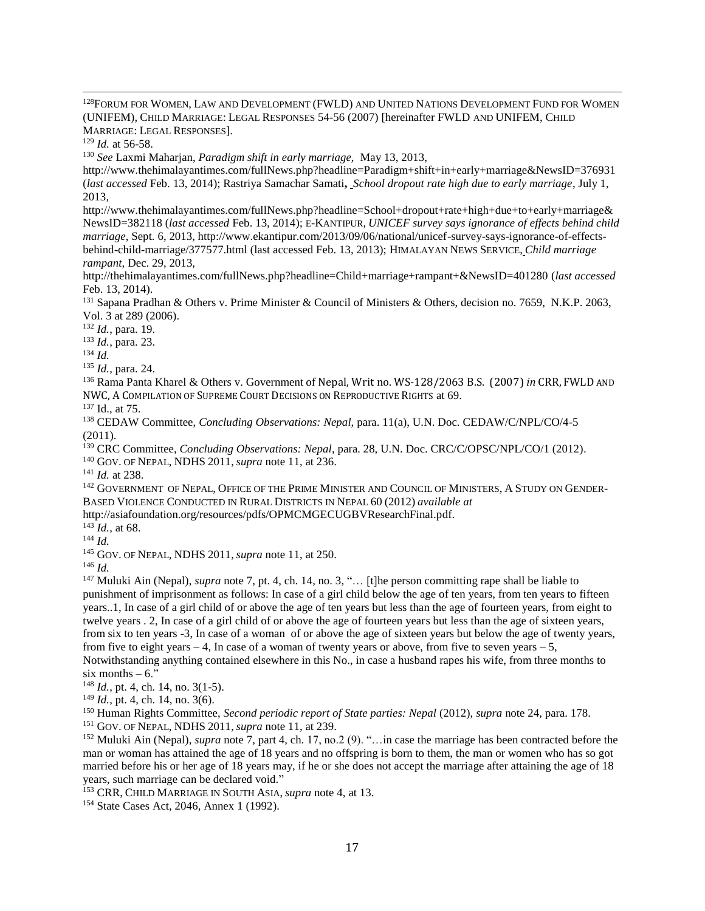[128]FORUM FOR WOMEN, LAW AND DEVELOPMENT (FWLD) AND UNITED NATIONS DEVELOPMENT FUND FOR WOMEN (UNIFEM), CHILD MARRIAGE: LEGAL RESPONSES 54-56 (2007) [hereinafter FWLD AND UNIFEM, CHILD MARRIAGE: LEGAL RESPONSES].

[129] *Id.* at 56-58.

[130] *See* Laxmi Maharjan, *Paradigm shift in early marriage,* May 13, 2013, http://www.thehimalayantimes.com/fullNews.php?headline=Paradigm+shift+in+early+marriage&NewsID=376931 (*last accessed* Feb. 13, 2014); Rastriya Samachar Samati, *School dropout rate high due to early marriage*, July 1, 2013, http://www.thehimalayantimes.com/fullNews.php?headline=School+dropout+rate+high+due+to+early+marriage&NewsID=382118 (*last accessed* Feb. 13, 2014); E-KANTIPUR, *UNICEF survey says ignorance of effects behind child marriage*, Sept. 6, 2013, http://www.ekantipur.com/2013/09/06/national/unicef-survey-says-ignorance-of-effects-behind-child-marriage/377577.html (last accessed Feb. 13, 2013); HIMALAYAN NEWS SERVICE, *Child marriage rampant*, Dec. 29, 2013, http://thehimalayantimes.com/fullNews.php?headline=Child+marriage+rampant+&NewsID=401280 (*last accessed* Feb. 13, 2014).

[131] Sapana Pradhan & Others v. Prime Minister & Council of Ministers & Others, decision no. 7659, N.K.P. 2063, Vol. 3 at 289 (2006).

[132] *Id.*, para. 19.

[133] *Id.*, para. 23.

[134] *Id.*

[135] *Id.*, para. 24.

[136] Rama Panta Kharel & Others v. Government of Nepal, Writ no. WS-128/2063 B.S. (2007) *in* CRR, FWLD AND NWC, A COMPILATION OF SUPREME COURT DECISIONS ON REPRODUCTIVE RIGHTS at 69.

[137] Id., at 75.

[138] CEDAW Committee, *Concluding Observations: Nepal*, para. 11(a), U.N. Doc. CEDAW/C/NPL/CO/4-5 (2011).

[139] CRC Committee, *Concluding Observations: Nepal*, para. 28, U.N. Doc. CRC/C/OPSC/NPL/CO/1 (2012).

[140] GOV. OF NEPAL, NDHS 2011, *supra* note 11, at 236.

[141] *Id.* at 238.

[142] GOVERNMENT OF NEPAL, OFFICE OF THE PRIME MINISTER AND COUNCIL OF MINISTERS, A STUDY ON GENDER-BASED VIOLENCE CONDUCTED IN RURAL DISTRICTS IN NEPAL 60 (2012) *available at* http://asiafoundation.org/resources/pdfs/OPMCMGECUGBVResearchFinal.pdf.

[143] *Id.*, at 68.

[144] *Id.*

[145] GOV. OF NEPAL, NDHS 2011, *supra* note 11, at 250.

[146] *Id.*

[147] Muluki Ain (Nepal), *supra* note 7, pt. 4, ch. 14, no. 3, "… [t]he person committing rape shall be liable to punishment of imprisonment as follows: In case of a girl child below the age of ten years, from ten years to fifteen years..1, In case of a girl child of or above the age of ten years but less than the age of fourteen years, from eight to twelve years . 2, In case of a girl child of or above the age of fourteen years but less than the age of sixteen years, from six to ten years -3, In case of a woman of or above the age of sixteen years but below the age of twenty years, from five to eight years – 4, In case of a woman of twenty years or above, from five to seven years – 5, Notwithstanding anything contained elsewhere in this No., in case a husband rapes his wife, from three months to six months – 6."

[148] *Id.*, pt. 4, ch. 14, no. 3(1-5).

[149] *Id.*, pt. 4, ch. 14, no. 3(6).

[150] Human Rights Committee, *Second periodic report of State parties: Nepal* (2012), *supra* note 24, para. 178.

[151] GOV. OF NEPAL, NDHS 2011, *supra* note 11, at 239.

[152] Muluki Ain (Nepal), *supra* note 7, part 4, ch. 17, no.2 (9). "…in case the marriage has been contracted before the man or woman has attained the age of 18 years and no offspring is born to them, the man or women who has so got married before his or her age of 18 years may, if he or she does not accept the marriage after attaining the age of 18 years, such marriage can be declared void."

[153] CRR, CHILD MARRIAGE IN SOUTH ASIA, *supra* note 4, at 13.

[154] State Cases Act, 2046, Annex 1 (1992).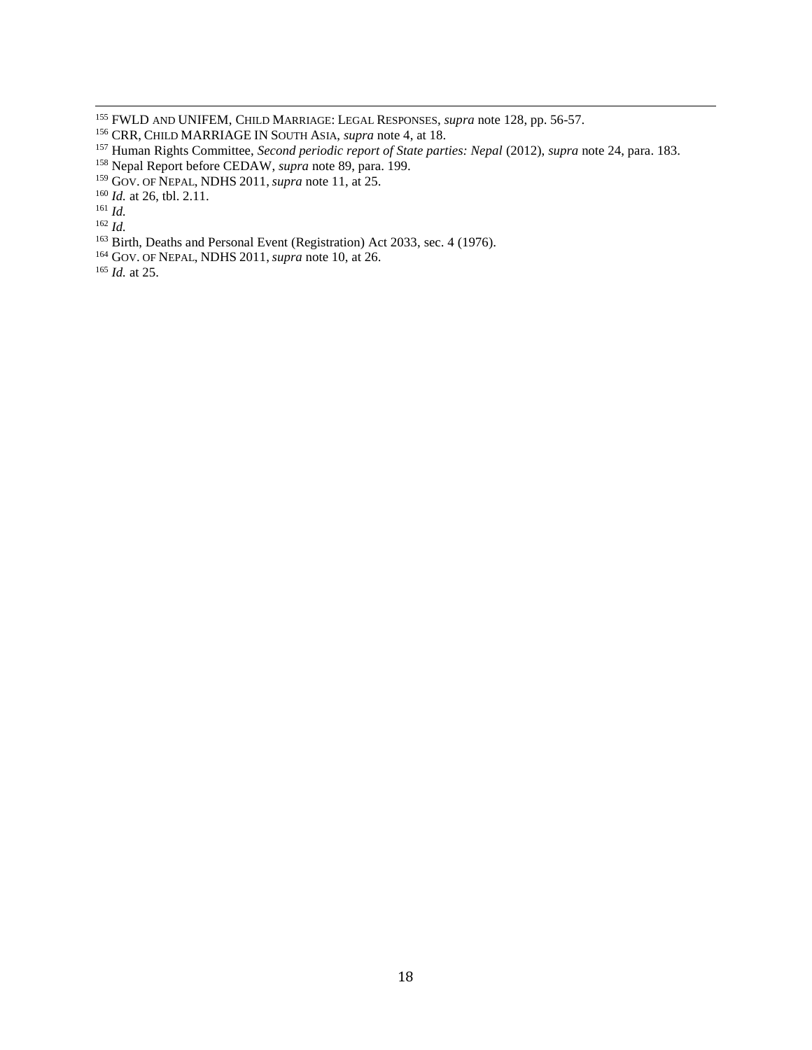[155] FWLD AND UNIFEM, CHILD MARRIAGE: LEGAL RESPONSES, *supra* note 128, pp. 56-57.
[156] CRR, CHILD MARRIAGE IN SOUTH ASIA, *supra* note 4, at 18.
[157] Human Rights Committee, *Second periodic report of State parties: Nepal* (2012), *supra* note 24, para. 183.
[158] Nepal Report before CEDAW, *supra* note 89, para. 199.
[159] GOV. OF NEPAL, NDHS 2011, *supra* note 11, at 25.
[160] *Id.* at 26, tbl. 2.11.
[161] *Id.*
[162] *Id.*
[163] Birth, Deaths and Personal Event (Registration) Act 2033, sec. 4 (1976).
[164] GOV. OF NEPAL, NDHS 2011, *supra* note 10, at 26.
[165] *Id.* at 25.